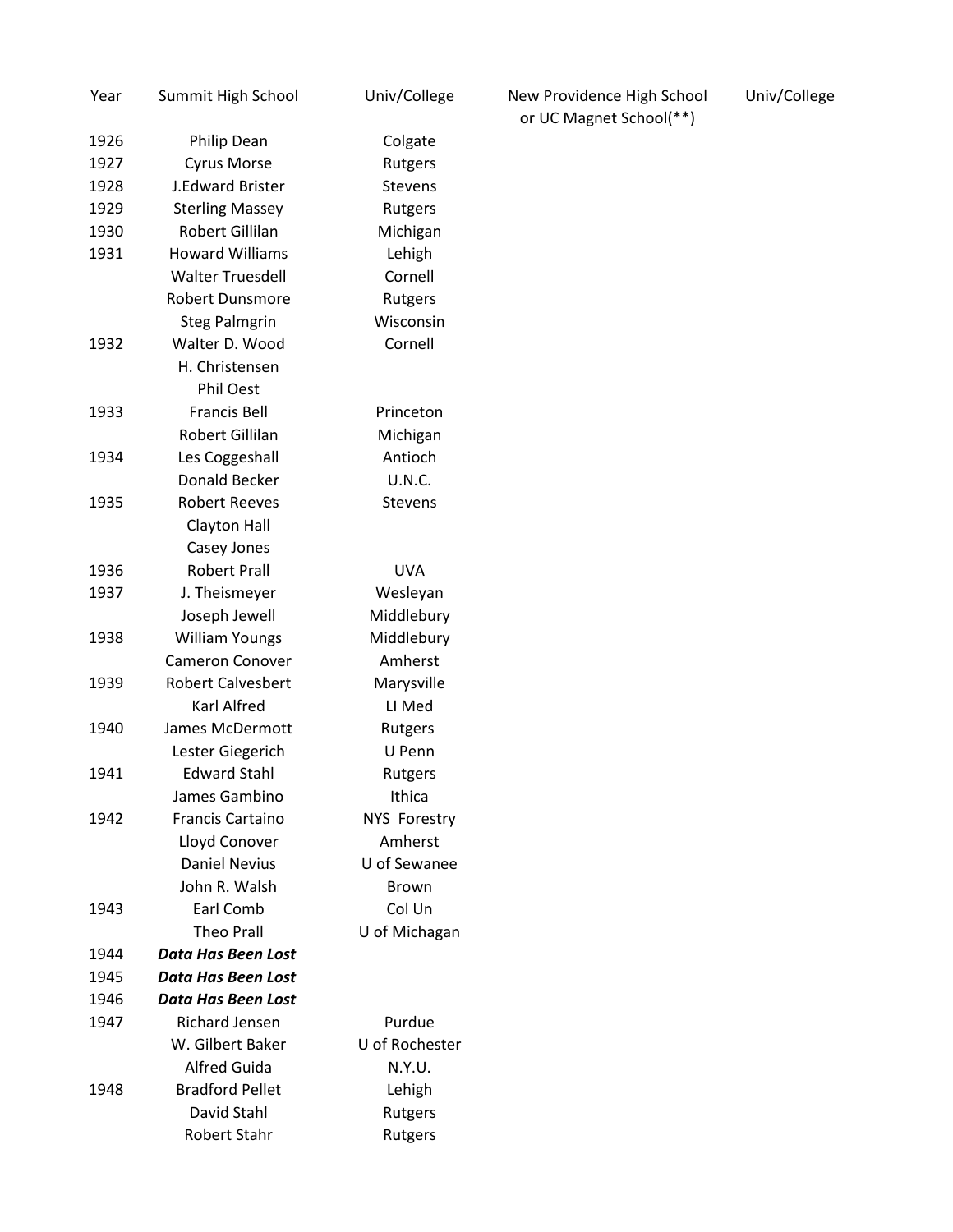| Year | Summit High School | Univ/College | New Providence High School or UC Magnet School(**) | Univ/College |
|---|---|---|---|---|
| 1926 | Philip Dean | Colgate | | |
| 1927 | Cyrus Morse | Rutgers | | |
| 1928 | J.Edward Brister | Stevens | | |
| 1929 | Sterling Massey | Rutgers | | |
| 1930 | Robert Gillilan | Michigan | | |
| 1931 | Howard Williams | Lehigh | | |
| | Walter Truesdell | Cornell | | |
| | Robert Dunsmore | Rutgers | | |
| | Steg Palmgrin | Wisconsin | | |
| 1932 | Walter D. Wood | Cornell | | |
| | H. Christensen | | | |
| | Phil Oest | | | |
| 1933 | Francis Bell | Princeton | | |
| | Robert Gillilan | Michigan | | |
| 1934 | Les Coggeshall | Antioch | | |
| | Donald Becker | U.N.C. | | |
| 1935 | Robert Reeves | Stevens | | |
| | Clayton Hall | | | |
| | Casey Jones | | | |
| 1936 | Robert Prall | UVA | | |
| 1937 | J. Theismeyer | Wesleyan | | |
| | Joseph Jewell | Middlebury | | |
| 1938 | William Youngs | Middlebury | | |
| | Cameron Conover | Amherst | | |
| 1939 | Robert Calvesbert | Marysville | | |
| | Karl Alfred | LI Med | | |
| 1940 | James McDermott | Rutgers | | |
| | Lester Giegerich | U Penn | | |
| 1941 | Edward Stahl | Rutgers | | |
| | James Gambino | Ithica | | |
| 1942 | Francis Cartaino | NYS Forestry | | |
| | Lloyd Conover | Amherst | | |
| | Daniel Nevius | U of Sewanee | | |
| | John R. Walsh | Brown | | |
| 1943 | Earl Comb | Col Un | | |
| | Theo Prall | U of Michagan | | |
| 1944 | ***Data Has Been Lost*** | | | |
| 1945 | ***Data Has Been Lost*** | | | |
| 1946 | ***Data Has Been Lost*** | | | |
| 1947 | Richard Jensen | Purdue | | |
| | W. Gilbert Baker | U of Rochester | | |
| | Alfred Guida | N.Y.U. | | |
| 1948 | Bradford Pellet | Lehigh | | |
| | David Stahl | Rutgers | | |
| | Robert Stahr | Rutgers | | |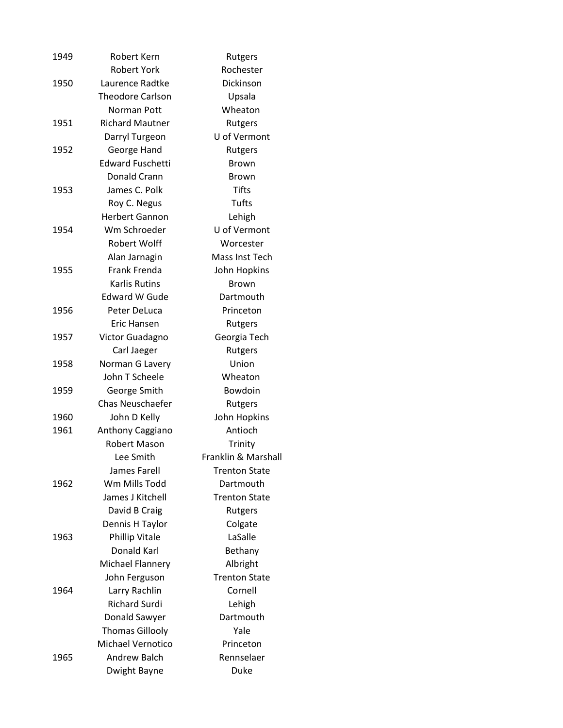| | | |
|---|---|---|
| 1949 | Robert Kern | Rutgers |
| | Robert York | Rochester |
| 1950 | Laurence Radtke | Dickinson |
| | Theodore Carlson | Upsala |
| | Norman Pott | Wheaton |
| 1951 | Richard Mautner | Rutgers |
| | Darryl Turgeon | U of Vermont |
| 1952 | George Hand | Rutgers |
| | Edward Fuschetti | Brown |
| | Donald Crann | Brown |
| 1953 | James C. Polk | Tifts |
| | Roy C. Negus | Tufts |
| | Herbert Gannon | Lehigh |
| 1954 | Wm Schroeder | U of Vermont |
| | Robert Wolff | Worcester |
| | Alan Jarnagin | Mass Inst Tech |
| 1955 | Frank Frenda | John Hopkins |
| | Karlis Rutins | Brown |
| | Edward W Gude | Dartmouth |
| 1956 | Peter DeLuca | Princeton |
| | Eric Hansen | Rutgers |
| 1957 | Victor Guadagno | Georgia Tech |
| | Carl Jaeger | Rutgers |
| 1958 | Norman G Lavery | Union |
| | John T Scheele | Wheaton |
| 1959 | George Smith | Bowdoin |
| | Chas Neuschaefer | Rutgers |
| 1960 | John D Kelly | John Hopkins |
| 1961 | Anthony Caggiano | Antioch |
| | Robert Mason | Trinity |
| | Lee Smith | Franklin & Marshall |
| | James Farell | Trenton State |
| 1962 | Wm Mills Todd | Dartmouth |
| | James J Kitchell | Trenton State |
| | David B Craig | Rutgers |
| | Dennis H Taylor | Colgate |
| 1963 | Phillip Vitale | LaSalle |
| | Donald Karl | Bethany |
| | Michael Flannery | Albright |
| | John Ferguson | Trenton State |
| 1964 | Larry Rachlin | Cornell |
| | Richard Surdi | Lehigh |
| | Donald Sawyer | Dartmouth |
| | Thomas Gillooly | Yale |
| | Michael Vernotico | Princeton |
| 1965 | Andrew Balch | Rennselaer |
| | Dwight Bayne | Duke |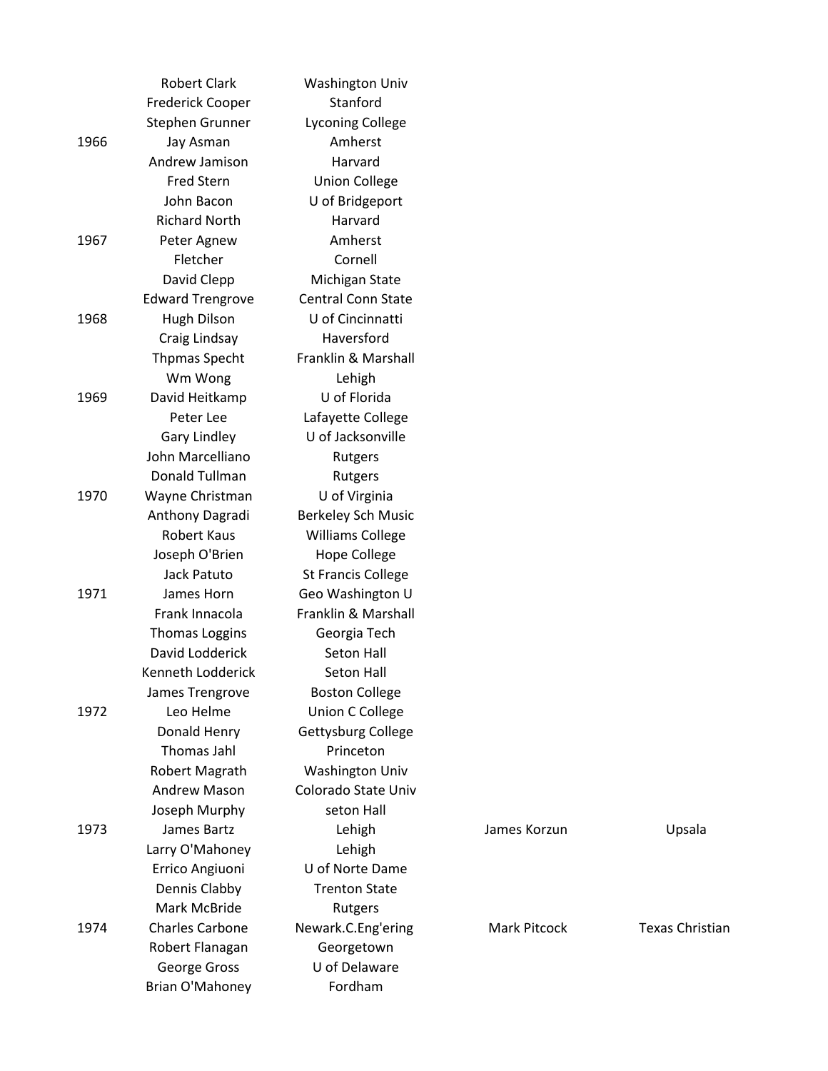| | | | | |
|---|---|---|---|---|
| | Robert Clark | Washington Univ | | |
| | Frederick Cooper | Stanford | | |
| | Stephen Grunner | Lyconing College | | |
| 1966 | Jay Asman | Amherst | | |
| | Andrew Jamison | Harvard | | |
| | Fred Stern | Union College | | |
| | John Bacon | U of Bridgeport | | |
| | Richard North | Harvard | | |
| 1967 | Peter Agnew | Amherst | | |
| | Fletcher | Cornell | | |
| | David Clepp | Michigan State | | |
| | Edward Trengrove | Central Conn State | | |
| 1968 | Hugh Dilson | U of Cincinnatti | | |
| | Craig Lindsay | Haversford | | |
| | Thpmas Specht | Franklin & Marshall | | |
| | Wm Wong | Lehigh | | |
| 1969 | David Heitkamp | U of Florida | | |
| | Peter Lee | Lafayette College | | |
| | Gary Lindley | U of Jacksonville | | |
| | John Marcelliano | Rutgers | | |
| | Donald Tullman | Rutgers | | |
| 1970 | Wayne Christman | U of Virginia | | |
| | Anthony Dagradi | Berkeley Sch Music | | |
| | Robert Kaus | Williams College | | |
| | Joseph O'Brien | Hope College | | |
| | Jack Patuto | St Francis College | | |
| 1971 | James Horn | Geo Washington U | | |
| | Frank Innacola | Franklin & Marshall | | |
| | Thomas Loggins | Georgia Tech | | |
| | David Lodderick | Seton Hall | | |
| | Kenneth Lodderick | Seton Hall | | |
| | James Trengrove | Boston College | | |
| 1972 | Leo Helme | Union C College | | |
| | Donald Henry | Gettysburg College | | |
| | Thomas Jahl | Princeton | | |
| | Robert Magrath | Washington Univ | | |
| | Andrew Mason | Colorado State Univ | | |
| | Joseph Murphy | seton Hall | | |
| 1973 | James Bartz | Lehigh | James Korzun | Upsala |
| | Larry O'Mahoney | Lehigh | | |
| | Errico Angiuoni | U of Norte Dame | | |
| | Dennis Clabby | Trenton State | | |
| | Mark McBride | Rutgers | | |
| 1974 | Charles Carbone | Newark.C.Eng'ering | Mark Pitcock | Texas Christian |
| | Robert Flanagan | Georgetown | | |
| | George Gross | U of Delaware | | |
| | Brian O'Mahoney | Fordham | | |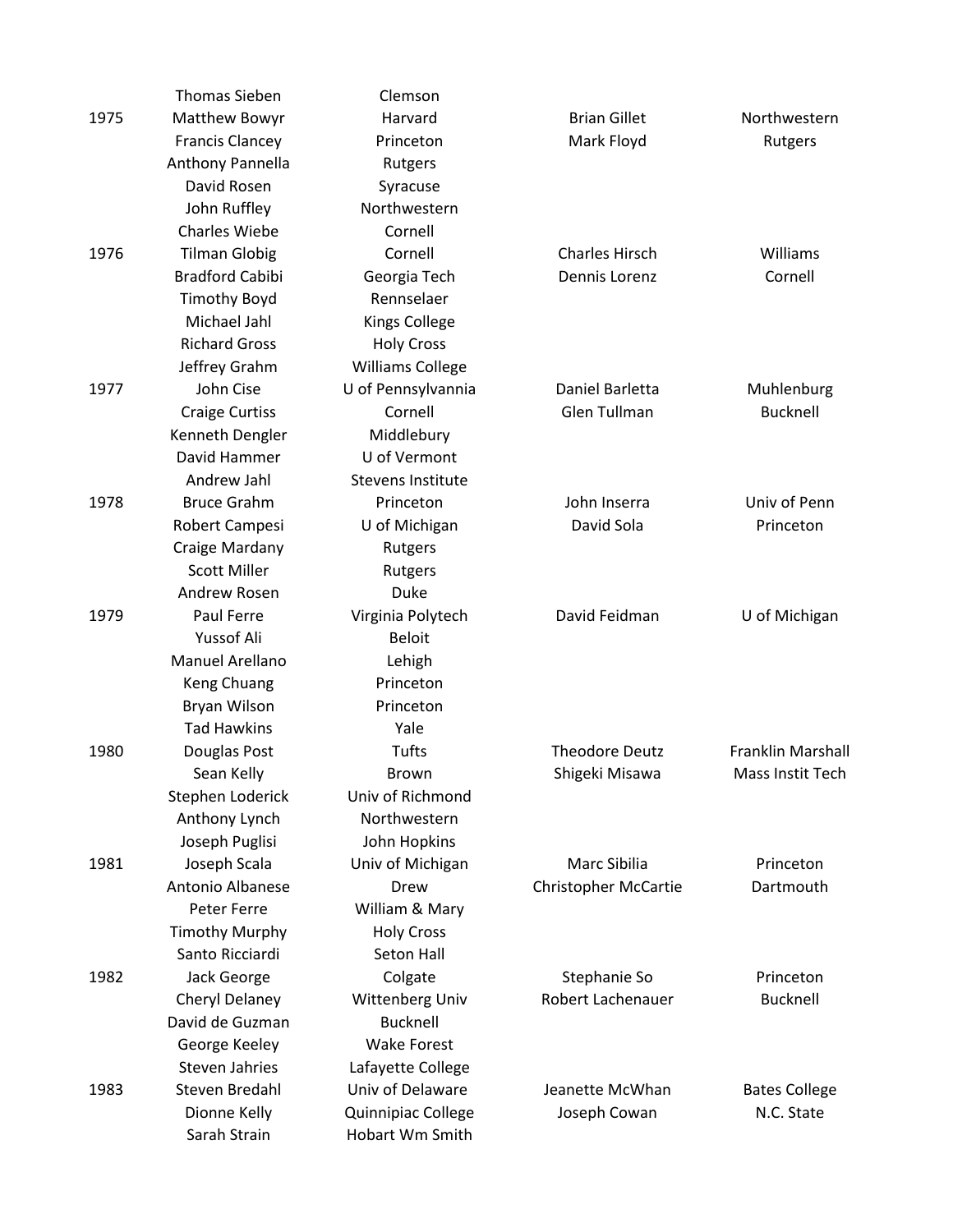| | | | | |
|---|---|---|---|---|
| | Thomas Sieben | Clemson | | |
| 1975 | Matthew Bowyr | Harvard | Brian Gillet | Northwestern |
| | Francis Clancey | Princeton | Mark Floyd | Rutgers |
| | Anthony Pannella | Rutgers | | |
| | David Rosen | Syracuse | | |
| | John Ruffley | Northwestern | | |
| | Charles Wiebe | Cornell | | |
| 1976 | Tilman Globig | Cornell | Charles Hirsch | Williams |
| | Bradford Cabibi | Georgia Tech | Dennis Lorenz | Cornell |
| | Timothy Boyd | Rennselaer | | |
| | Michael Jahl | Kings College | | |
| | Richard Gross | Holy Cross | | |
| | Jeffrey Grahm | Williams College | | |
| 1977 | John Cise | U of Pennsylvannia | Daniel Barletta | Muhlenburg |
| | Craige Curtiss | Cornell | Glen Tullman | Bucknell |
| | Kenneth Dengler | Middlebury | | |
| | David Hammer | U of Vermont | | |
| | Andrew Jahl | Stevens Institute | | |
| 1978 | Bruce Grahm | Princeton | John Inserra | Univ of Penn |
| | Robert Campesi | U of Michigan | David Sola | Princeton |
| | Craige Mardany | Rutgers | | |
| | Scott Miller | Rutgers | | |
| | Andrew Rosen | Duke | | |
| 1979 | Paul Ferre | Virginia Polytech | David Feidman | U of Michigan |
| | Yussof Ali | Beloit | | |
| | Manuel Arellano | Lehigh | | |
| | Keng Chuang | Princeton | | |
| | Bryan Wilson | Princeton | | |
| | Tad Hawkins | Yale | | |
| 1980 | Douglas Post | Tufts | Theodore Deutz | Franklin Marshall |
| | Sean Kelly | Brown | Shigeki Misawa | Mass Instit Tech |
| | Stephen Loderick | Univ of Richmond | | |
| | Anthony Lynch | Northwestern | | |
| | Joseph Puglisi | John Hopkins | | |
| 1981 | Joseph Scala | Univ of Michigan | Marc Sibilia | Princeton |
| | Antonio Albanese | Drew | Christopher McCartie | Dartmouth |
| | Peter Ferre | William & Mary | | |
| | Timothy Murphy | Holy Cross | | |
| | Santo Ricciardi | Seton Hall | | |
| 1982 | Jack George | Colgate | Stephanie So | Princeton |
| | Cheryl Delaney | Wittenberg Univ | Robert Lachenauer | Bucknell |
| | David de Guzman | Bucknell | | |
| | George Keeley | Wake Forest | | |
| | Steven Jahries | Lafayette College | | |
| 1983 | Steven Bredahl | Univ of Delaware | Jeanette McWhan | Bates College |
| | Dionne Kelly | Quinnipiac College | Joseph Cowan | N.C. State |
| | Sarah Strain | Hobart Wm Smith | | |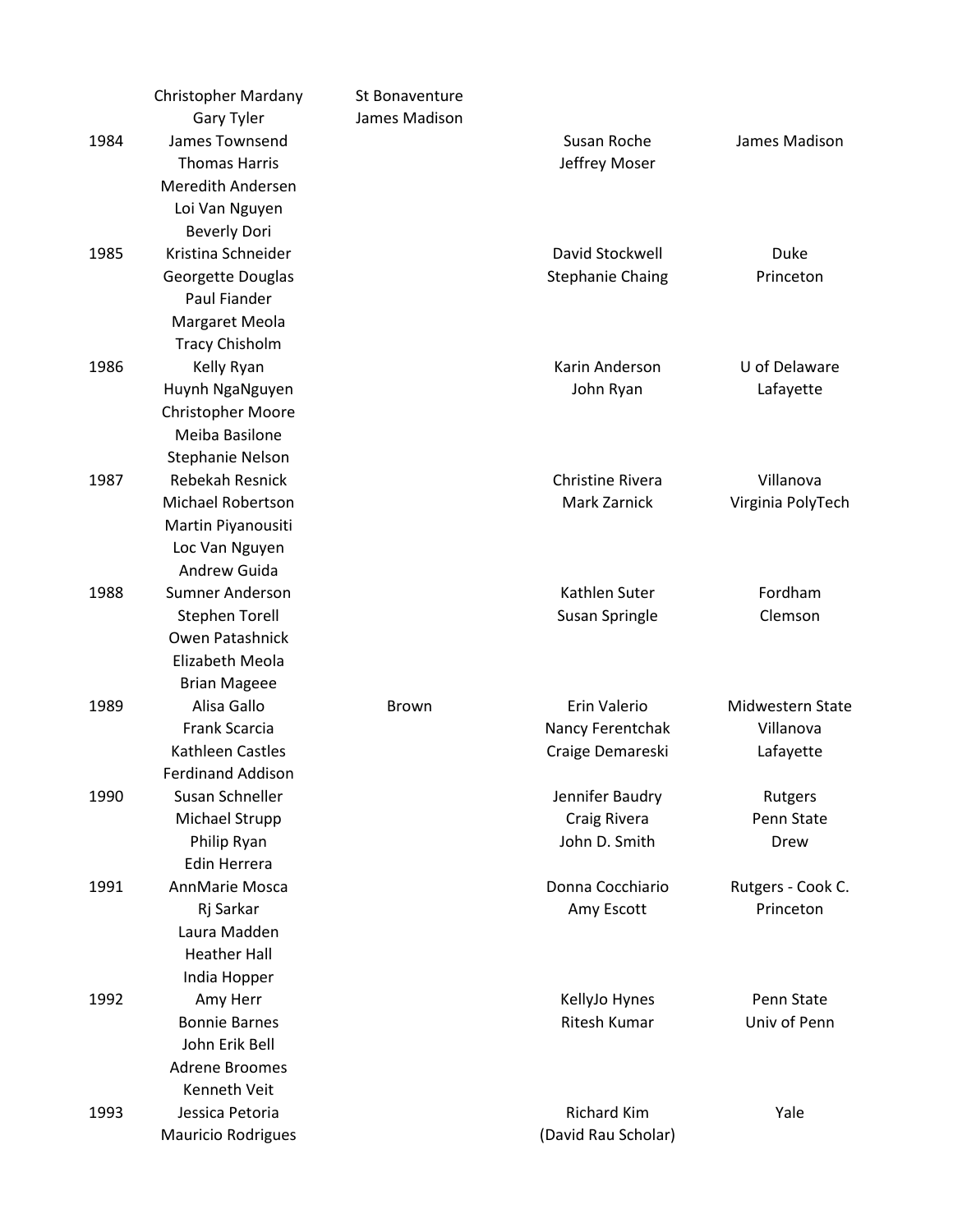| | | | | |
|---|---|---|---|---|
| | Christopher Mardany | St Bonaventure | | |
| | Gary Tyler | James Madison | | |
| 1984 | James Townsend | | Susan Roche | James Madison |
| | Thomas Harris | | Jeffrey Moser | |
| | Meredith Andersen | | | |
| | Loi Van Nguyen | | | |
| | Beverly Dori | | | |
| 1985 | Kristina Schneider | | David Stockwell | Duke |
| | Georgette Douglas | | Stephanie Chaing | Princeton |
| | Paul Fiander | | | |
| | Margaret Meola | | | |
| | Tracy Chisholm | | | |
| 1986 | Kelly Ryan | | Karin Anderson | U of Delaware |
| | Huynh NgaNguyen | | John Ryan | Lafayette |
| | Christopher Moore | | | |
| | Meiba Basilone | | | |
| | Stephanie Nelson | | | |
| 1987 | Rebekah Resnick | | Christine Rivera | Villanova |
| | Michael Robertson | | Mark Zarnick | Virginia PolyTech |
| | Martin Piyanousiti | | | |
| | Loc Van Nguyen | | | |
| | Andrew Guida | | | |
| 1988 | Sumner Anderson | | Kathlen Suter | Fordham |
| | Stephen Torell | | Susan Springle | Clemson |
| | Owen Patashnick | | | |
| | Elizabeth Meola | | | |
| | Brian Mageee | | | |
| 1989 | Alisa Gallo | Brown | Erin Valerio | Midwestern State |
| | Frank Scarcia | | Nancy Ferentchak | Villanova |
| | Kathleen Castles | | Craige Demareski | Lafayette |
| | Ferdinand Addison | | | |
| 1990 | Susan Schneller | | Jennifer Baudry | Rutgers |
| | Michael Strupp | | Craig Rivera | Penn State |
| | Philip Ryan | | John D. Smith | Drew |
| | Edin Herrera | | | |
| 1991 | AnnMarie Mosca | | Donna Cocchiario | Rutgers - Cook C. |
| | Rj Sarkar | | Amy Escott | Princeton |
| | Laura Madden | | | |
| | Heather Hall | | | |
| | India Hopper | | | |
| 1992 | Amy Herr | | KellyJo Hynes | Penn State |
| | Bonnie Barnes | | Ritesh Kumar | Univ of Penn |
| | John Erik Bell | | | |
| | Adrene Broomes | | | |
| | Kenneth Veit | | | |
| 1993 | Jessica Petoria | | Richard Kim | Yale |
| | Mauricio Rodrigues | | (David Rau Scholar) | |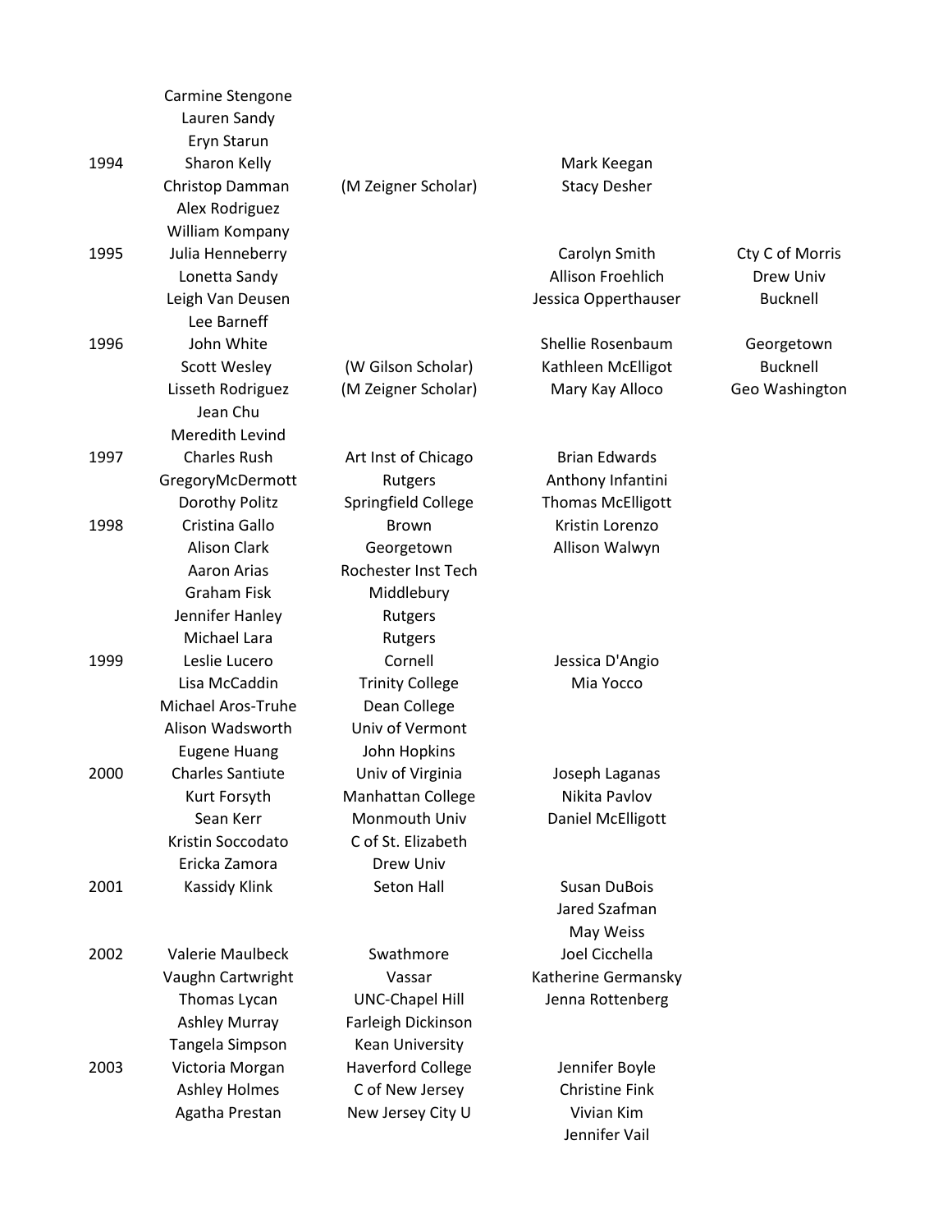| | | | | |
|---|---|---|---|---|
| | Carmine Stengone | | | |
| | Lauren Sandy | | | |
| | Eryn Starun | | | |
| 1994 | Sharon Kelly | | Mark Keegan | |
| | Christop Damman | (M Zeigner Scholar) | Stacy Desher | |
| | Alex Rodriguez | | | |
| | William Kompany | | | |
| 1995 | Julia Henneberry | | Carolyn Smith | Cty C of Morris |
| | Lonetta Sandy | | Allison Froehlich | Drew Univ |
| | Leigh Van Deusen | | Jessica Opperthauser | Bucknell |
| | Lee Barneff | | | |
| 1996 | John White | | Shellie Rosenbaum | Georgetown |
| | Scott Wesley | (W Gilson Scholar) | Kathleen McElligot | Bucknell |
| | Lisseth Rodriguez | (M Zeigner Scholar) | Mary Kay Alloco | Geo Washington |
| | Jean Chu | | | |
| | Meredith Levind | | | |
| 1997 | Charles Rush | Art Inst of Chicago | Brian Edwards | |
| | GregoryMcDermott | Rutgers | Anthony Infantini | |
| | Dorothy Politz | Springfield College | Thomas McElligott | |
| 1998 | Cristina Gallo | Brown | Kristin Lorenzo | |
| | Alison Clark | Georgetown | Allison Walwyn | |
| | Aaron Arias | Rochester Inst Tech | | |
| | Graham Fisk | Middlebury | | |
| | Jennifer Hanley | Rutgers | | |
| | Michael Lara | Rutgers | | |
| 1999 | Leslie Lucero | Cornell | Jessica D'Angio | |
| | Lisa McCaddin | Trinity College | Mia Yocco | |
| | Michael Aros-Truhe | Dean College | | |
| | Alison Wadsworth | Univ of Vermont | | |
| | Eugene Huang | John Hopkins | | |
| 2000 | Charles Santiute | Univ of Virginia | Joseph Laganas | |
| | Kurt Forsyth | Manhattan College | Nikita Pavlov | |
| | Sean Kerr | Monmouth Univ | Daniel McElligott | |
| | Kristin Soccodato | C of St. Elizabeth | | |
| | Ericka Zamora | Drew Univ | | |
| 2001 | Kassidy Klink | Seton Hall | Susan DuBois | |
| | | | Jared Szafman | |
| | | | May Weiss | |
| 2002 | Valerie Maulbeck | Swathmore | Joel Cicchella | |
| | Vaughn Cartwright | Vassar | Katherine Germansky | |
| | Thomas Lycan | UNC-Chapel Hill | Jenna Rottenberg | |
| | Ashley Murray | Farleigh Dickinson | | |
| | Tangela Simpson | Kean University | | |
| 2003 | Victoria Morgan | Haverford College | Jennifer Boyle | |
| | Ashley Holmes | C of New Jersey | Christine Fink | |
| | Agatha Prestan | New Jersey City U | Vivian Kim | |
| | | | Jennifer Vail | |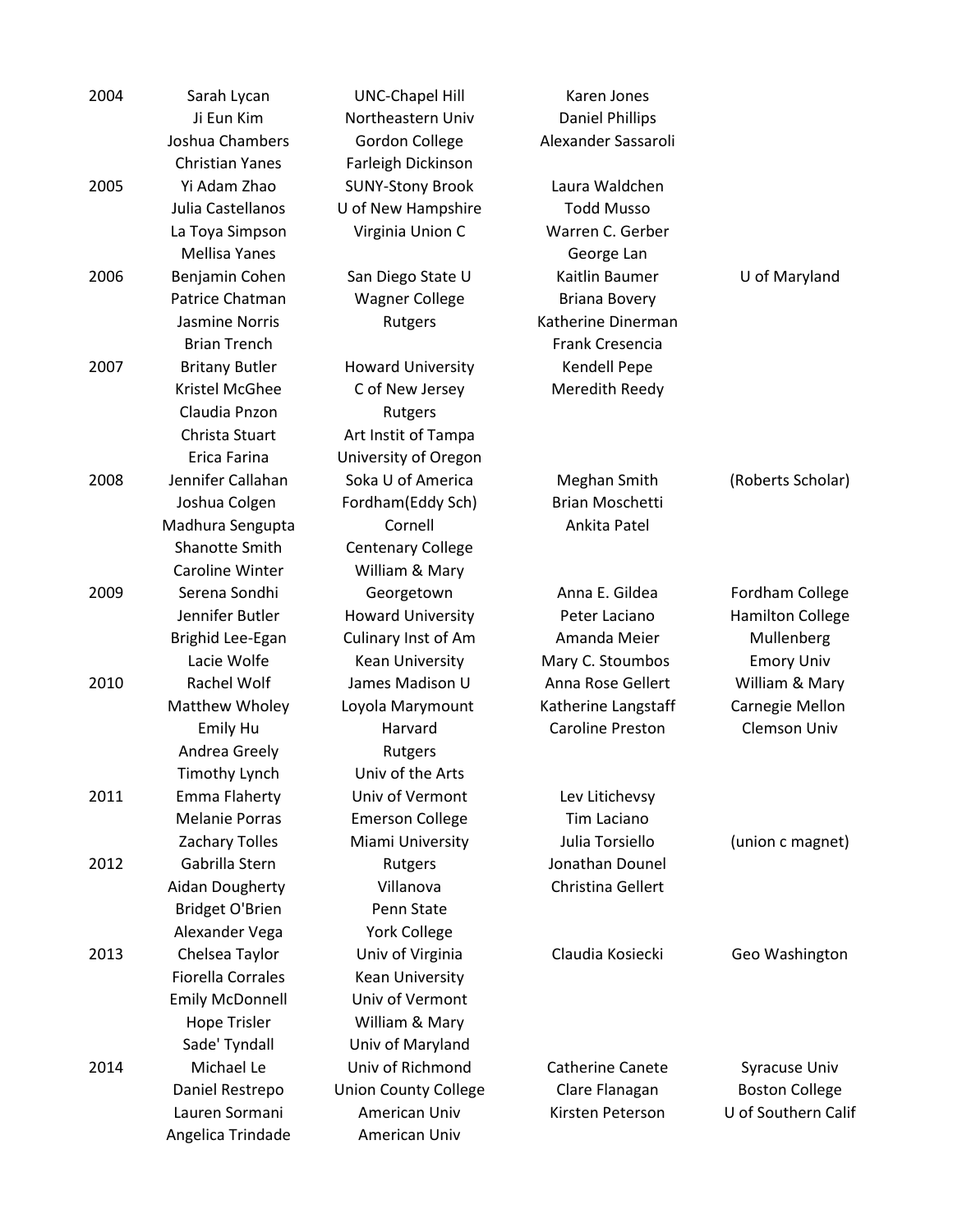| | | | | |
|---|---|---|---|---|
| 2004 | Sarah Lycan | UNC-Chapel Hill | Karen Jones | |
| | Ji Eun Kim | Northeastern Univ | Daniel Phillips | |
| | Joshua Chambers | Gordon College | Alexander Sassaroli | |
| | Christian Yanes | Farleigh Dickinson | | |
| 2005 | Yi Adam Zhao | SUNY-Stony Brook | Laura Waldchen | |
| | Julia Castellanos | U of New Hampshire | Todd Musso | |
| | La Toya Simpson | Virginia Union C | Warren C. Gerber | |
| | Mellisa Yanes | | George Lan | |
| 2006 | Benjamin Cohen | San Diego State U | Kaitlin Baumer | U of Maryland |
| | Patrice Chatman | Wagner College | Briana Bovery | |
| | Jasmine Norris | Rutgers | Katherine Dinerman | |
| | Brian Trench | | Frank Cresencia | |
| 2007 | Britany Butler | Howard University | Kendell Pepe | |
| | Kristel McGhee | C of New Jersey | Meredith Reedy | |
| | Claudia Pnzon | Rutgers | | |
| | Christa Stuart | Art Instit of Tampa | | |
| | Erica Farina | University of Oregon | | |
| 2008 | Jennifer Callahan | Soka U of America | Meghan Smith | (Roberts Scholar) |
| | Joshua Colgen | Fordham(Eddy Sch) | Brian Moschetti | |
| | Madhura Sengupta | Cornell | Ankita Patel | |
| | Shanotte Smith | Centenary College | | |
| | Caroline Winter | William & Mary | | |
| 2009 | Serena Sondhi | Georgetown | Anna E. Gildea | Fordham College |
| | Jennifer Butler | Howard University | Peter Laciano | Hamilton College |
| | Brighid Lee-Egan | Culinary Inst of Am | Amanda Meier | Mullenberg |
| | Lacie Wolfe | Kean University | Mary C. Stoumbos | Emory Univ |
| 2010 | Rachel Wolf | James Madison U | Anna Rose Gellert | William & Mary |
| | Matthew Wholey | Loyola Marymount | Katherine Langstaff | Carnegie Mellon |
| | Emily Hu | Harvard | Caroline Preston | Clemson Univ |
| | Andrea Greely | Rutgers | | |
| | Timothy Lynch | Univ of the Arts | | |
| 2011 | Emma Flaherty | Univ of Vermont | Lev Litichevsy | |
| | Melanie Porras | Emerson College | Tim Laciano | |
| | Zachary Tolles | Miami University | Julia Torsiello | (union c magnet) |
| 2012 | Gabrilla Stern | Rutgers | Jonathan Dounel | |
| | Aidan Dougherty | Villanova | Christina Gellert | |
| | Bridget O'Brien | Penn State | | |
| | Alexander Vega | York College | | |
| 2013 | Chelsea Taylor | Univ of Virginia | Claudia Kosiecki | Geo Washington |
| | Fiorella Corrales | Kean University | | |
| | Emily McDonnell | Univ of Vermont | | |
| | Hope Trisler | William & Mary | | |
| | Sade' Tyndall | Univ of Maryland | | |
| 2014 | Michael Le | Univ of Richmond | Catherine Canete | Syracuse Univ |
| | Daniel Restrepo | Union County College | Clare Flanagan | Boston College |
| | Lauren Sormani | American Univ | Kirsten Peterson | U of Southern Calif |
| | Angelica Trindade | American Univ | | |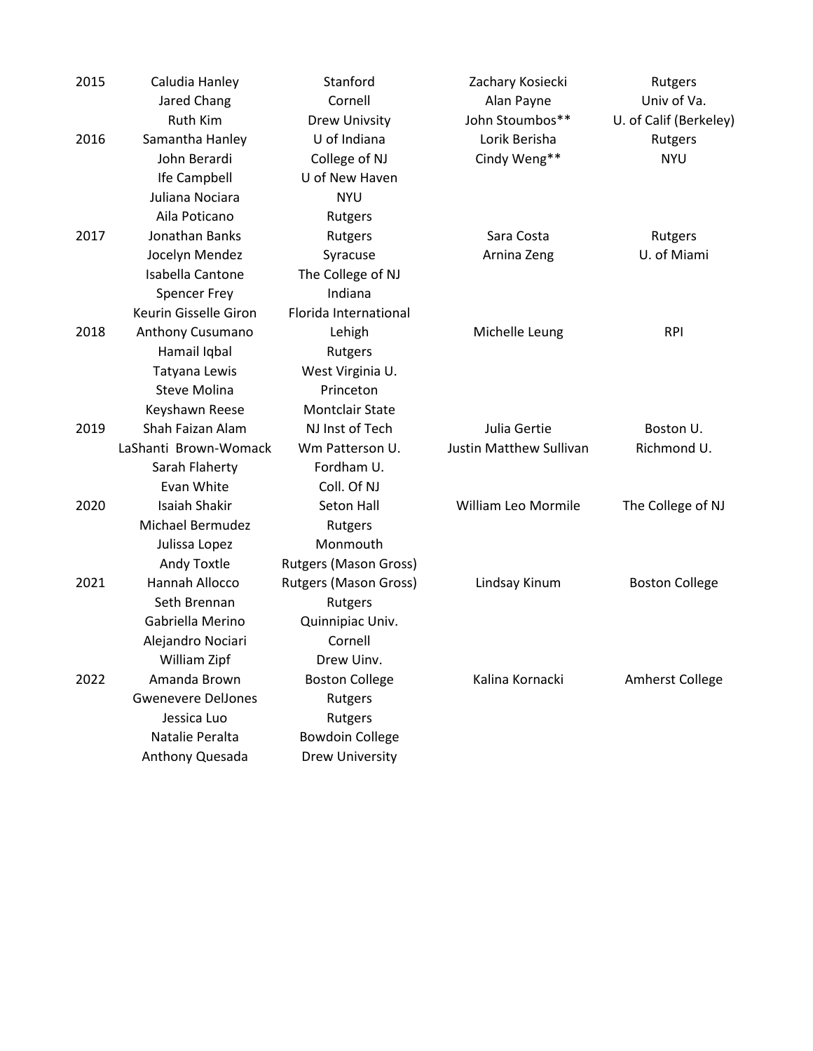| | | | | |
|---|---|---|---|---|
| 2015 | Caludia Hanley | Stanford | Zachary Kosiecki | Rutgers |
| | Jared Chang | Cornell | Alan Payne | Univ of Va. |
| | Ruth Kim | Drew Univsity | John Stoumbos** | U. of Calif (Berkeley) |
| 2016 | Samantha Hanley | U of Indiana | Lorik Berisha | Rutgers |
| | John Berardi | College of NJ | Cindy Weng** | NYU |
| | Ife Campbell | U of New Haven | | |
| | Juliana Nociara | NYU | | |
| | Aila Poticano | Rutgers | | |
| 2017 | Jonathan Banks | Rutgers | Sara Costa | Rutgers |
| | Jocelyn Mendez | Syracuse | Arnina Zeng | U. of Miami |
| | Isabella Cantone | The College of NJ | | |
| | Spencer Frey | Indiana | | |
| | Keurin Gisselle Giron | Florida International | | |
| 2018 | Anthony Cusumano | Lehigh | Michelle Leung | RPI |
| | Hamail Iqbal | Rutgers | | |
| | Tatyana Lewis | West Virginia U. | | |
| | Steve Molina | Princeton | | |
| | Keyshawn Reese | Montclair State | | |
| 2019 | Shah Faizan Alam | NJ Inst of Tech | Julia Gertie | Boston U. |
| | LaShanti Brown-Womack | Wm Patterson U. | Justin Matthew Sullivan | Richmond U. |
| | Sarah Flaherty | Fordham U. | | |
| | Evan White | Coll. Of NJ | | |
| 2020 | Isaiah Shakir | Seton Hall | William Leo Mormile | The College of NJ |
| | Michael Bermudez | Rutgers | | |
| | Julissa Lopez | Monmouth | | |
| | Andy Toxtle | Rutgers (Mason Gross) | | |
| 2021 | Hannah Allocco | Rutgers (Mason Gross) | Lindsay Kinum | Boston College |
| | Seth Brennan | Rutgers | | |
| | Gabriella Merino | Quinnipiac Univ. | | |
| | Alejandro Nociari | Cornell | | |
| | William Zipf | Drew Uinv. | | |
| 2022 | Amanda Brown | Boston College | Kalina Kornacki | Amherst College |
| | Gwenevere DelJones | Rutgers | | |
| | Jessica Luo | Rutgers | | |
| | Natalie Peralta | Bowdoin College | | |
| | Anthony Quesada | Drew University | | |